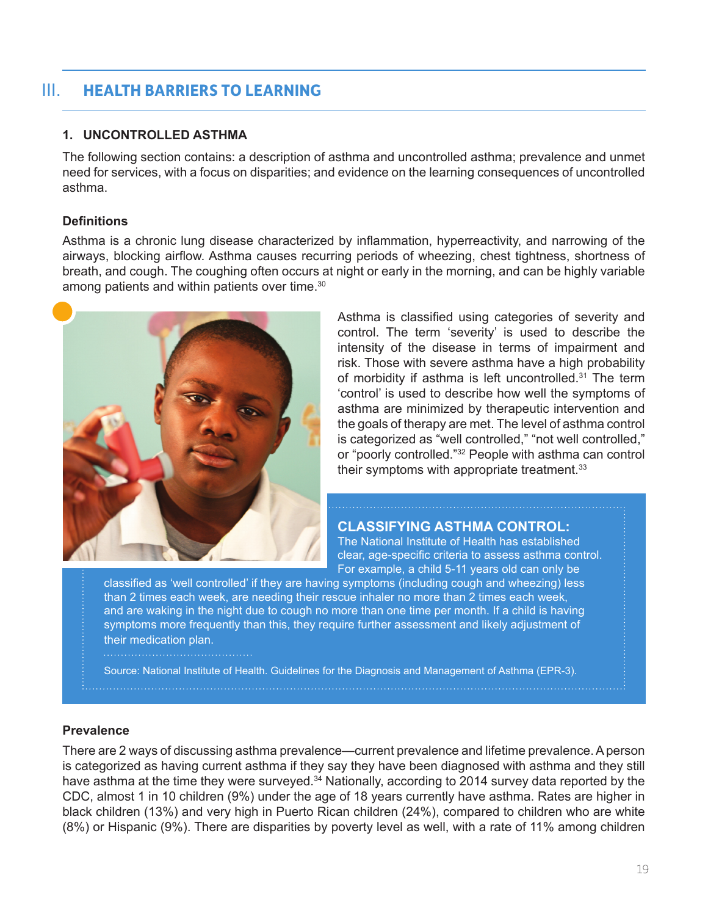## III. HEALTH BARRIERS TO LEARNING

### 1. UNCONTROLLED ASTHMA

The following section contains: a description of asthma and uncontrolled asthma; prevalence and unmet need for services, with a focus on disparities; and evidence on the learning consequences of uncontrolled asthma.

#### Definitions

Asthma is a chronic lung disease characterized by inflammation, hyperreactivity, and narrowing of the airways, blocking airflow. Asthma causes recurring periods of wheezing, chest tightness, shortness of breath, and cough. The coughing often occurs at night or early in the morning, and can be highly variable among patients and within patients over time.[30]

Asthma is classified using categories of severity and control. The term 'severity' is used to describe the intensity of the disease in terms of impairment and risk. Those with severe asthma have a high probability of morbidity if asthma is left uncontrolled.[31] The term 'control' is used to describe how well the symptoms of asthma are minimized by therapeutic intervention and the goals of therapy are met. The level of asthma control is categorized as "well controlled," "not well controlled," or "poorly controlled."[32] People with asthma can control their symptoms with appropriate treatment.[33]

**CLASSIFYING ASTHMA CONTROL:**
The National Institute of Health has established clear, age-specific criteria to assess asthma control. For example, a child 5-11 years old can only be classified as 'well controlled' if they are having symptoms (including cough and wheezing) less than 2 times each week, are needing their rescue inhaler no more than 2 times each week, and are waking in the night due to cough no more than one time per month. If a child is having symptoms more frequently than this, they require further assessment and likely adjustment of their medication plan.

Source: National Institute of Health. Guidelines for the Diagnosis and Management of Asthma (EPR-3).

#### Prevalence

There are 2 ways of discussing asthma prevalence—current prevalence and lifetime prevalence. A person is categorized as having current asthma if they say they have been diagnosed with asthma and they still have asthma at the time they were surveyed.[34] Nationally, according to 2014 survey data reported by the CDC, almost 1 in 10 children (9%) under the age of 18 years currently have asthma. Rates are higher in black children (13%) and very high in Puerto Rican children (24%), compared to children who are white (8%) or Hispanic (9%). There are disparities by poverty level as well, with a rate of 11% among children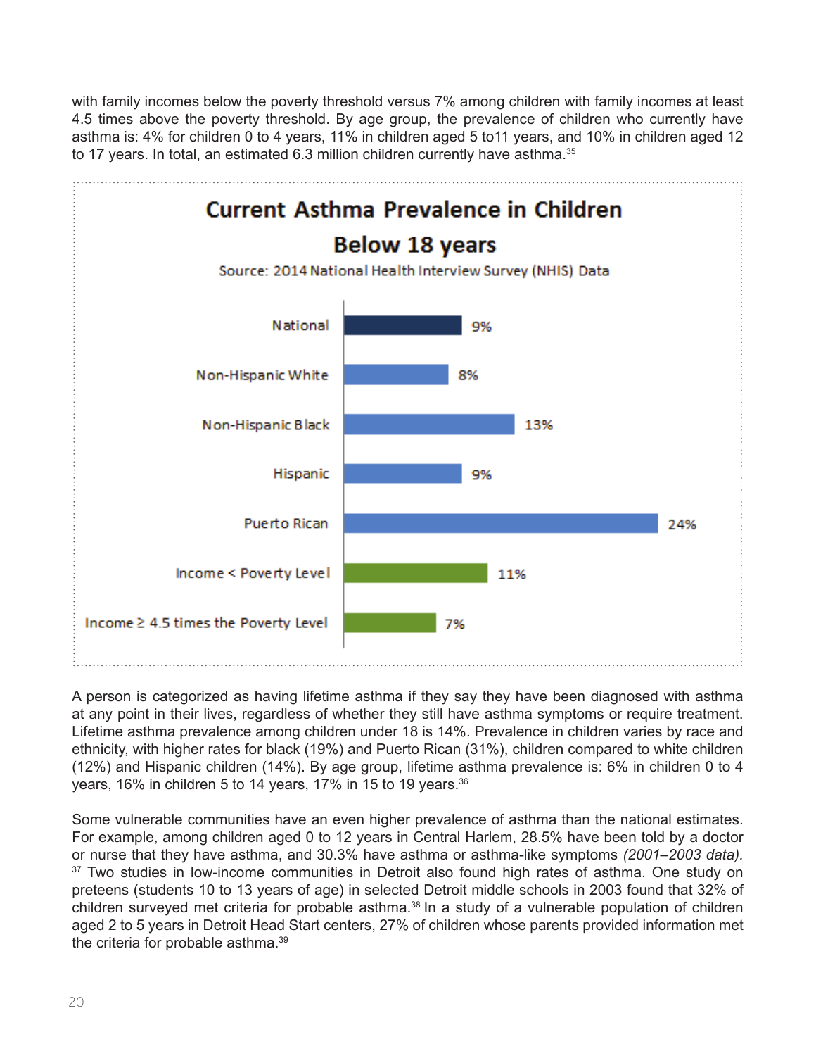with family incomes below the poverty threshold versus 7% among children with family incomes at least 4.5 times above the poverty threshold. By age group, the prevalence of children who currently have asthma is: 4% for children 0 to 4 years, 11% in children aged 5 to11 years, and 10% in children aged 12 to 17 years. In total, an estimated 6.3 million children currently have asthma.[35]

**Current Asthma Prevalence in Children Below 18 years**

Source: 2014 National Health Interview Survey (NHIS) Data

| Group | Prevalence |
|---|---|
| National | 9% |
| Non-Hispanic White | 8% |
| Non-Hispanic Black | 13% |
| Hispanic | 9% |
| Puerto Rican | 24% |
| Income < Poverty Level | 11% |
| Income ≥ 4.5 times the Poverty Level | 7% |

A person is categorized as having lifetime asthma if they say they have been diagnosed with asthma at any point in their lives, regardless of whether they still have asthma symptoms or require treatment. Lifetime asthma prevalence among children under 18 is 14%. Prevalence in children varies by race and ethnicity, with higher rates for black (19%) and Puerto Rican (31%), children compared to white children (12%) and Hispanic children (14%). By age group, lifetime asthma prevalence is: 6% in children 0 to 4 years, 16% in children 5 to 14 years, 17% in 15 to 19 years.[36]

Some vulnerable communities have an even higher prevalence of asthma than the national estimates. For example, among children aged 0 to 12 years in Central Harlem, 28.5% have been told by a doctor or nurse that they have asthma, and 30.3% have asthma or asthma-like symptoms *(2001–2003 data).*[37] Two studies in low-income communities in Detroit also found high rates of asthma. One study on preteens (students 10 to 13 years of age) in selected Detroit middle schools in 2003 found that 32% of children surveyed met criteria for probable asthma.[38] In a study of a vulnerable population of children aged 2 to 5 years in Detroit Head Start centers, 27% of children whose parents provided information met the criteria for probable asthma.[39]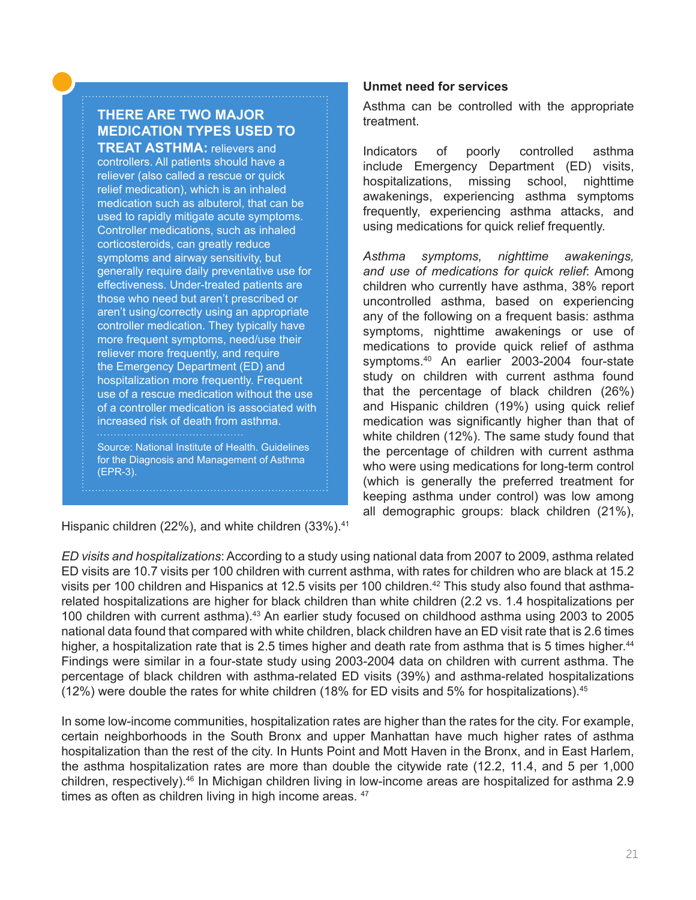**THERE ARE TWO MAJOR MEDICATION TYPES USED TO TREAT ASTHMA:** relievers and controllers. All patients should have a reliever (also called a rescue or quick relief medication), which is an inhaled medication such as albuterol, that can be used to rapidly mitigate acute symptoms. Controller medications, such as inhaled corticosteroids, can greatly reduce symptoms and airway sensitivity, but generally require daily preventative use for effectiveness. Under-treated patients are those who need but aren't prescribed or aren't using/correctly using an appropriate controller medication. They typically have more frequent symptoms, need/use their reliever more frequently, and require the Emergency Department (ED) and hospitalization more frequently. Frequent use of a rescue medication without the use of a controller medication is associated with increased risk of death from asthma.

Source: National Institute of Health. Guidelines for the Diagnosis and Management of Asthma (EPR-3).

### Unmet need for services

Asthma can be controlled with the appropriate treatment.

Indicators of poorly controlled asthma include Emergency Department (ED) visits, hospitalizations, missing school, nighttime awakenings, experiencing asthma symptoms frequently, experiencing asthma attacks, and using medications for quick relief frequently.

*Asthma symptoms, nighttime awakenings, and use of medications for quick relief*: Among children who currently have asthma, 38% report uncontrolled asthma, based on experiencing any of the following on a frequent basis: asthma symptoms, nighttime awakenings or use of medications to provide quick relief of asthma symptoms.[40] An earlier 2003-2004 four-state study on children with current asthma found that the percentage of black children (26%) and Hispanic children (19%) using quick relief medication was significantly higher than that of white children (12%). The same study found that the percentage of children with current asthma who were using medications for long-term control (which is generally the preferred treatment for keeping asthma under control) was low among all demographic groups: black children (21%), Hispanic children (22%), and white children (33%).[41]

*ED visits and hospitalizations*: According to a study using national data from 2007 to 2009, asthma related ED visits are 10.7 visits per 100 children with current asthma, with rates for children who are black at 15.2 visits per 100 children and Hispanics at 12.5 visits per 100 children.[42] This study also found that asthma-related hospitalizations are higher for black children than white children (2.2 vs. 1.4 hospitalizations per 100 children with current asthma).[43] An earlier study focused on childhood asthma using 2003 to 2005 national data found that compared with white children, black children have an ED visit rate that is 2.6 times higher, a hospitalization rate that is 2.5 times higher and death rate from asthma that is 5 times higher.[44] Findings were similar in a four-state study using 2003-2004 data on children with current asthma. The percentage of black children with asthma-related ED visits (39%) and asthma-related hospitalizations (12%) were double the rates for white children (18% for ED visits and 5% for hospitalizations).[45]

In some low-income communities, hospitalization rates are higher than the rates for the city. For example, certain neighborhoods in the South Bronx and upper Manhattan have much higher rates of asthma hospitalization than the rest of the city. In Hunts Point and Mott Haven in the Bronx, and in East Harlem, the asthma hospitalization rates are more than double the citywide rate (12.2, 11.4, and 5 per 1,000 children, respectively).[46] In Michigan children living in low-income areas are hospitalized for asthma 2.9 times as often as children living in high income areas.[47]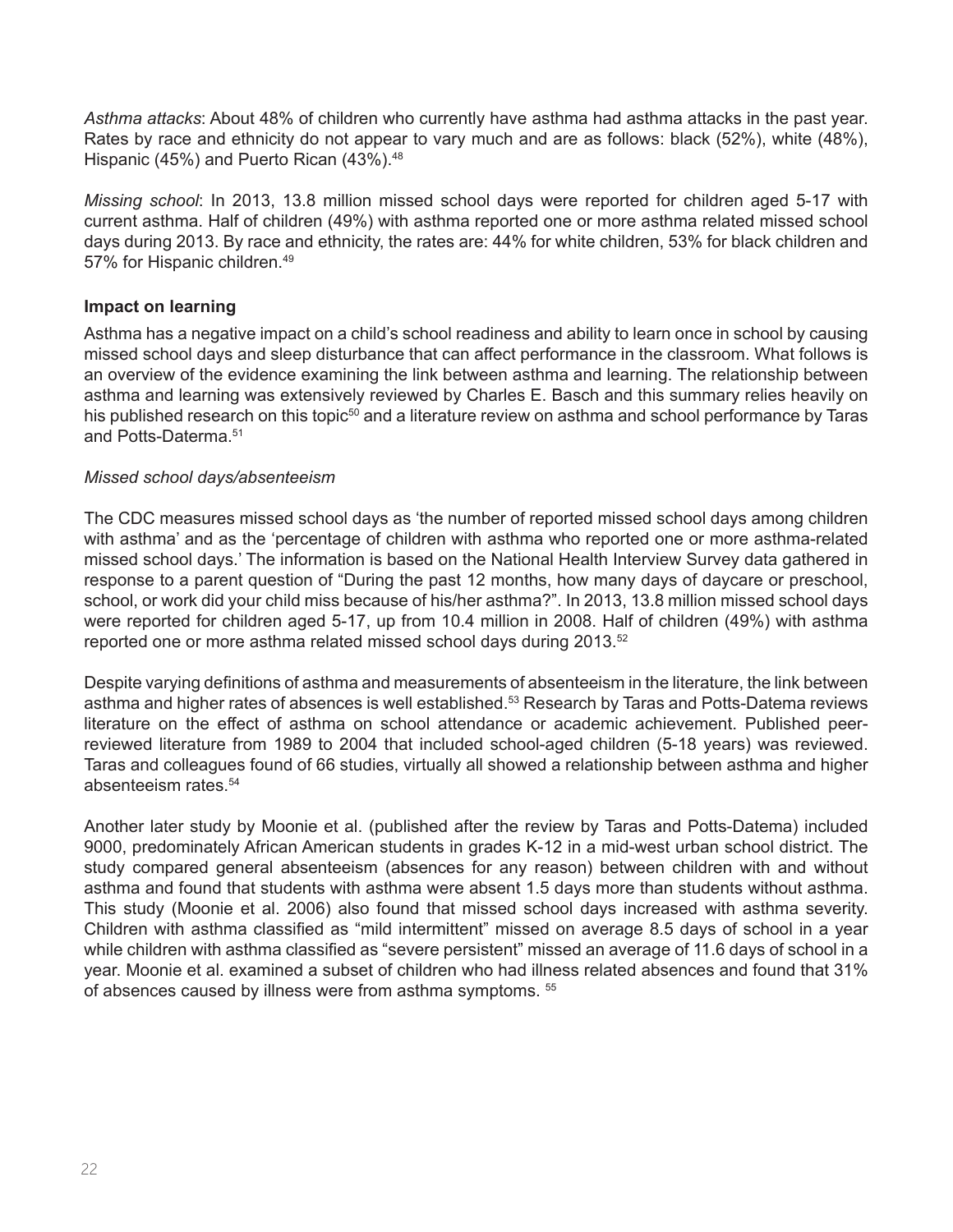*Asthma attacks*: About 48% of children who currently have asthma had asthma attacks in the past year. Rates by race and ethnicity do not appear to vary much and are as follows: black (52%), white (48%), Hispanic (45%) and Puerto Rican (43%).[48]

*Missing school*: In 2013, 13.8 million missed school days were reported for children aged 5-17 with current asthma. Half of children (49%) with asthma reported one or more asthma related missed school days during 2013. By race and ethnicity, the rates are: 44% for white children, 53% for black children and 57% for Hispanic children.[49]

**Impact on learning**

Asthma has a negative impact on a child's school readiness and ability to learn once in school by causing missed school days and sleep disturbance that can affect performance in the classroom. What follows is an overview of the evidence examining the link between asthma and learning. The relationship between asthma and learning was extensively reviewed by Charles E. Basch and this summary relies heavily on his published research on this topic[50] and a literature review on asthma and school performance by Taras and Potts-Daterma.[51]

*Missed school days/absenteeism*

The CDC measures missed school days as 'the number of reported missed school days among children with asthma' and as the 'percentage of children with asthma who reported one or more asthma-related missed school days.' The information is based on the National Health Interview Survey data gathered in response to a parent question of "During the past 12 months, how many days of daycare or preschool, school, or work did your child miss because of his/her asthma?". In 2013, 13.8 million missed school days were reported for children aged 5-17, up from 10.4 million in 2008. Half of children (49%) with asthma reported one or more asthma related missed school days during 2013.[52]

Despite varying definitions of asthma and measurements of absenteeism in the literature, the link between asthma and higher rates of absences is well established.[53] Research by Taras and Potts-Datema reviews literature on the effect of asthma on school attendance or academic achievement. Published peer-reviewed literature from 1989 to 2004 that included school-aged children (5-18 years) was reviewed. Taras and colleagues found of 66 studies, virtually all showed a relationship between asthma and higher absenteeism rates.[54]

Another later study by Moonie et al. (published after the review by Taras and Potts-Datema) included 9000, predominately African American students in grades K-12 in a mid-west urban school district. The study compared general absenteeism (absences for any reason) between children with and without asthma and found that students with asthma were absent 1.5 days more than students without asthma. This study (Moonie et al. 2006) also found that missed school days increased with asthma severity. Children with asthma classified as "mild intermittent" missed on average 8.5 days of school in a year while children with asthma classified as "severe persistent" missed an average of 11.6 days of school in a year. Moonie et al. examined a subset of children who had illness related absences and found that 31% of absences caused by illness were from asthma symptoms. [55]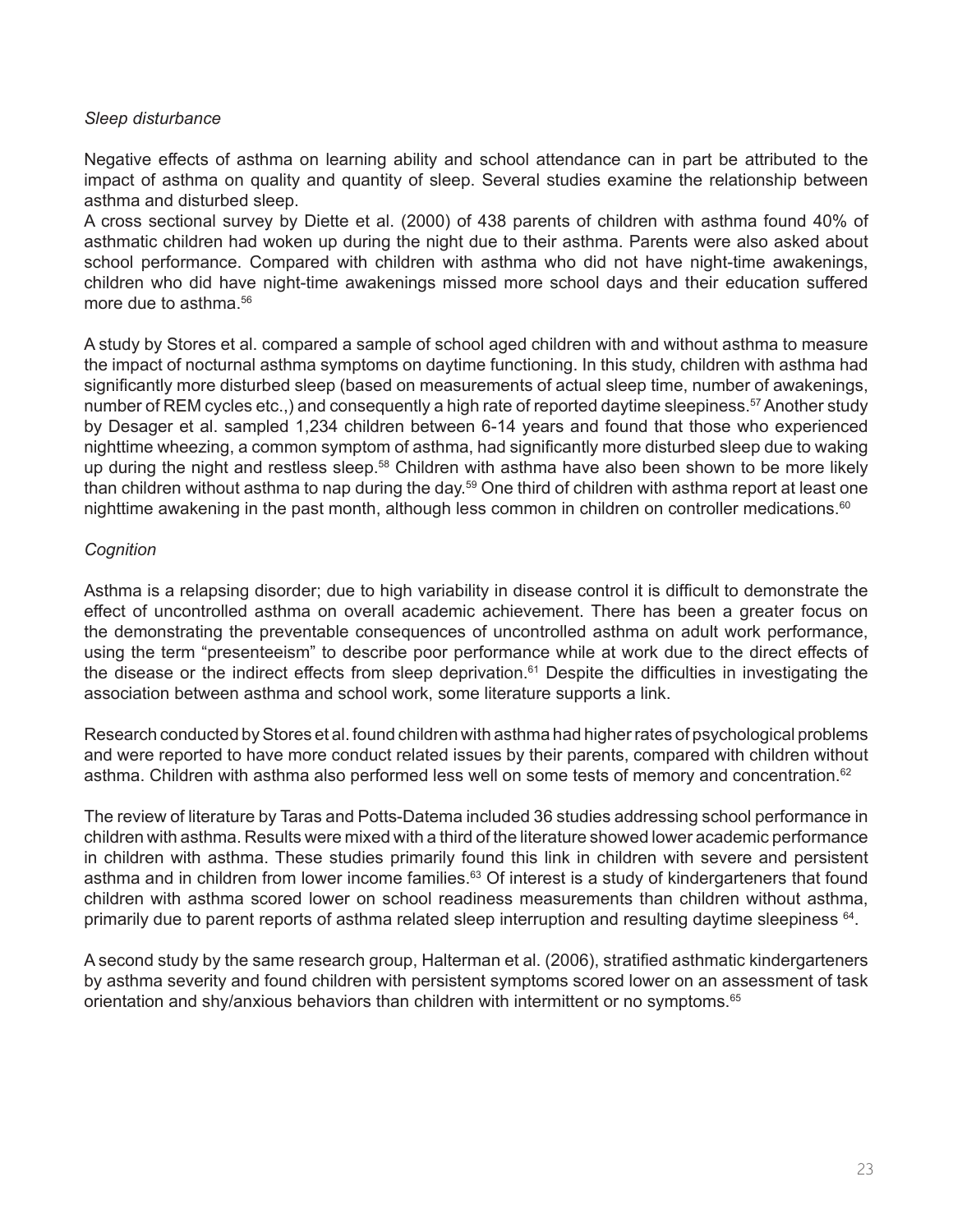*Sleep disturbance*

Negative effects of asthma on learning ability and school attendance can in part be attributed to the impact of asthma on quality and quantity of sleep. Several studies examine the relationship between asthma and disturbed sleep.

A cross sectional survey by Diette et al. (2000) of 438 parents of children with asthma found 40% of asthmatic children had woken up during the night due to their asthma. Parents were also asked about school performance. Compared with children with asthma who did not have night-time awakenings, children who did have night-time awakenings missed more school days and their education suffered more due to asthma.[56]

A study by Stores et al. compared a sample of school aged children with and without asthma to measure the impact of nocturnal asthma symptoms on daytime functioning. In this study, children with asthma had significantly more disturbed sleep (based on measurements of actual sleep time, number of awakenings, number of REM cycles etc.,) and consequently a high rate of reported daytime sleepiness.[57] Another study by Desager et al. sampled 1,234 children between 6-14 years and found that those who experienced nighttime wheezing, a common symptom of asthma, had significantly more disturbed sleep due to waking up during the night and restless sleep.[58] Children with asthma have also been shown to be more likely than children without asthma to nap during the day.[59] One third of children with asthma report at least one nighttime awakening in the past month, although less common in children on controller medications.[60]

*Cognition*

Asthma is a relapsing disorder; due to high variability in disease control it is difficult to demonstrate the effect of uncontrolled asthma on overall academic achievement. There has been a greater focus on the demonstrating the preventable consequences of uncontrolled asthma on adult work performance, using the term "presenteeism" to describe poor performance while at work due to the direct effects of the disease or the indirect effects from sleep deprivation.[61] Despite the difficulties in investigating the association between asthma and school work, some literature supports a link.

Research conducted by Stores et al. found children with asthma had higher rates of psychological problems and were reported to have more conduct related issues by their parents, compared with children without asthma. Children with asthma also performed less well on some tests of memory and concentration.[62]

The review of literature by Taras and Potts-Datema included 36 studies addressing school performance in children with asthma. Results were mixed with a third of the literature showed lower academic performance in children with asthma. These studies primarily found this link in children with severe and persistent asthma and in children from lower income families.[63] Of interest is a study of kindergarteners that found children with asthma scored lower on school readiness measurements than children without asthma, primarily due to parent reports of asthma related sleep interruption and resulting daytime sleepiness [64].

A second study by the same research group, Halterman et al. (2006), stratified asthmatic kindergarteners by asthma severity and found children with persistent symptoms scored lower on an assessment of task orientation and shy/anxious behaviors than children with intermittent or no symptoms.[65]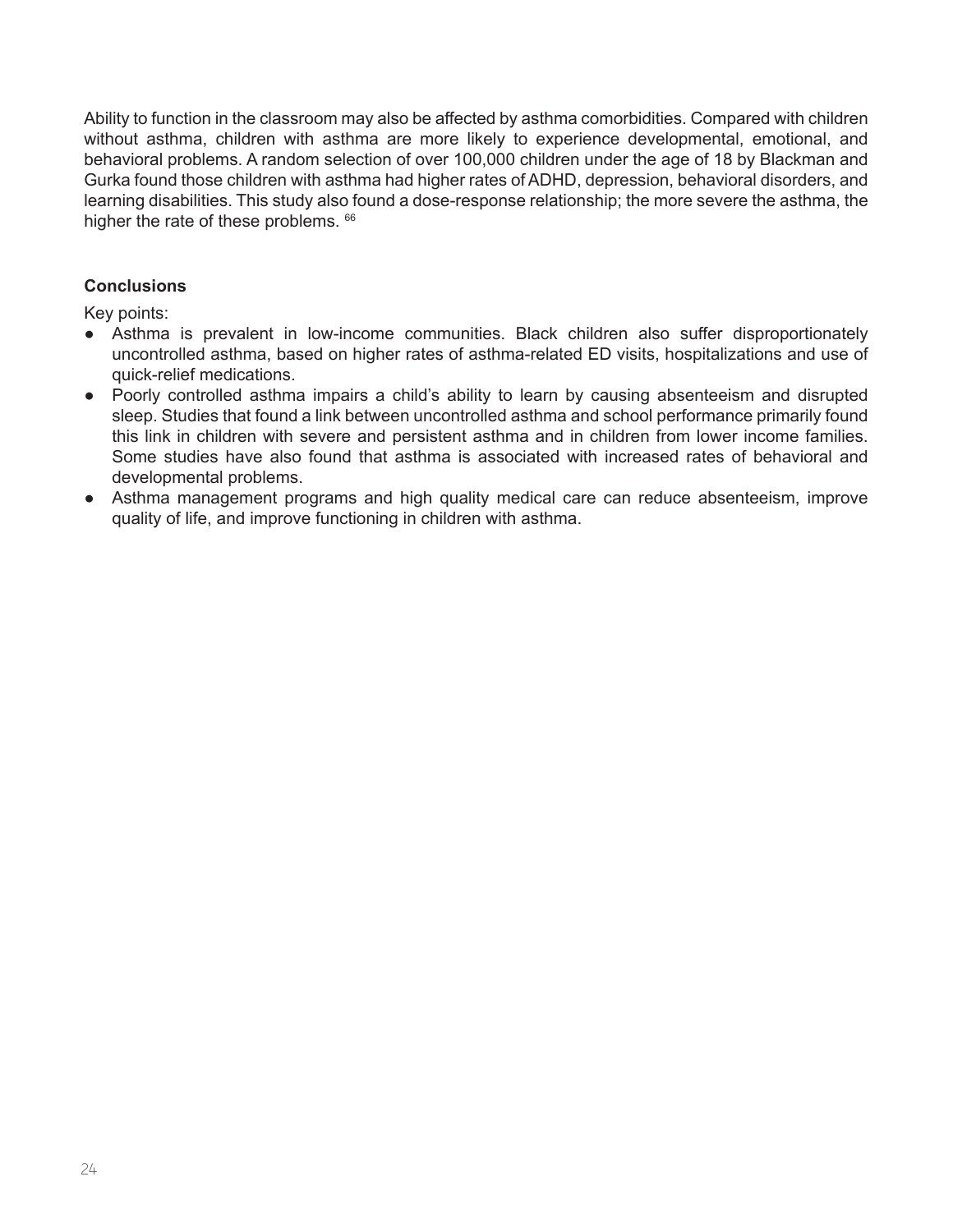Ability to function in the classroom may also be affected by asthma comorbidities. Compared with children without asthma, children with asthma are more likely to experience developmental, emotional, and behavioral problems. A random selection of over 100,000 children under the age of 18 by Blackman and Gurka found those children with asthma had higher rates of ADHD, depression, behavioral disorders, and learning disabilities. This study also found a dose-response relationship; the more severe the asthma, the higher the rate of these problems. [66]

### Conclusions

Key points:

- Asthma is prevalent in low-income communities. Black children also suffer disproportionately uncontrolled asthma, based on higher rates of asthma-related ED visits, hospitalizations and use of quick-relief medications.
- Poorly controlled asthma impairs a child's ability to learn by causing absenteeism and disrupted sleep. Studies that found a link between uncontrolled asthma and school performance primarily found this link in children with severe and persistent asthma and in children from lower income families. Some studies have also found that asthma is associated with increased rates of behavioral and developmental problems.
- Asthma management programs and high quality medical care can reduce absenteeism, improve quality of life, and improve functioning in children with asthma.